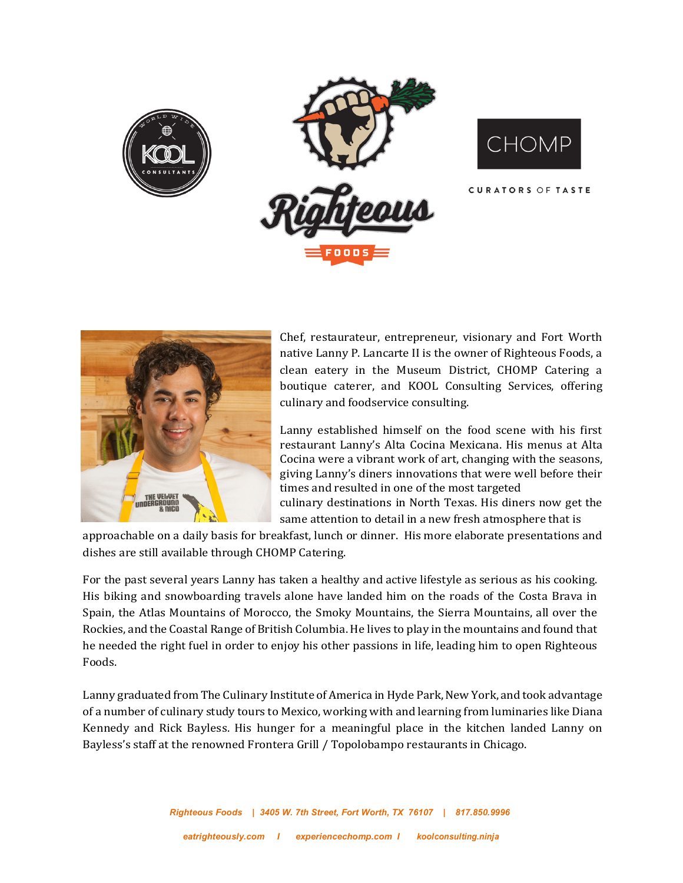Chef, restaurateur, entrepreneur, visionary and Fort Worth native Lanny P. Lancarte II is the owner of Righteous Foods, a clean eatery in the Museum District, CHOMP Catering a boutique caterer, and KOOL Consulting Services, offering culinary and foodservice consulting.

Lanny established himself on the food scene with his first restaurant Lanny's Alta Cocina Mexicana. His menus at Alta Cocina were a vibrant work of art, changing with the seasons, giving Lanny's diners innovations that were well before their times and resulted in one of the most targeted culinary destinations in North Texas. His diners now get the same attention to detail in a new fresh atmosphere that is approachable on a daily basis for breakfast, lunch or dinner. His more elaborate presentations and dishes are still available through CHOMP Catering.

For the past several years Lanny has taken a healthy and active lifestyle as serious as his cooking. His biking and snowboarding travels alone have landed him on the roads of the Costa Brava in Spain, the Atlas Mountains of Morocco, the Smoky Mountains, the Sierra Mountains, all over the Rockies, and the Coastal Range of British Columbia. He lives to play in the mountains and found that he needed the right fuel in order to enjoy his other passions in life, leading him to open Righteous Foods.

Lanny graduated from The Culinary Institute of America in Hyde Park, New York, and took advantage of a number of culinary study tours to Mexico, working with and learning from luminaries like Diana Kennedy and Rick Bayless. His hunger for a meaningful place in the kitchen landed Lanny on Bayless's staff at the renowned Frontera Grill / Topolobampo restaurants in Chicago.

*Righteous Foods | 3405 W. 7th Street, Fort Worth, TX 76107 | 817.850.9996*

*eatrighteously.com | experiencechomp.com | koolconsulting.ninja*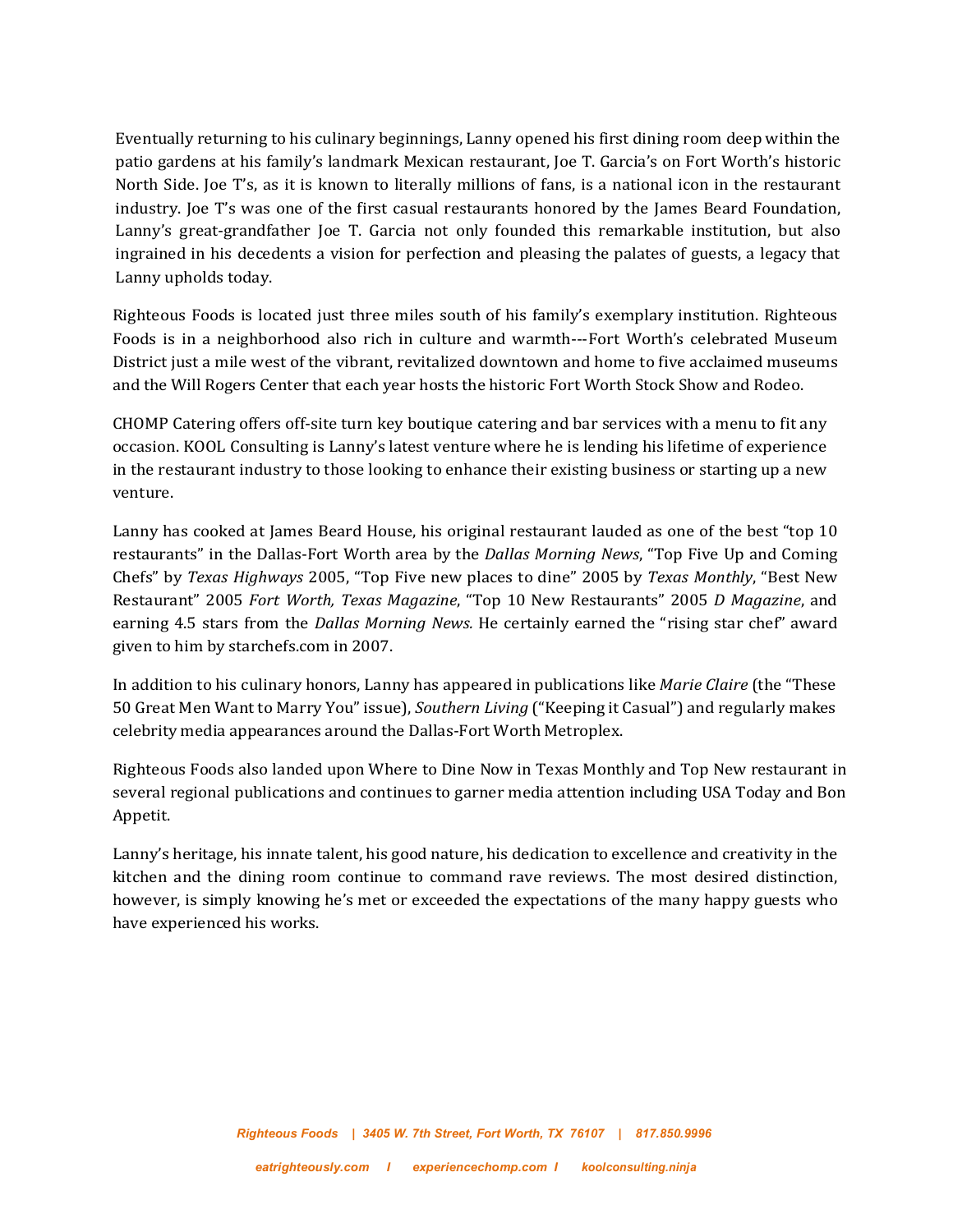Eventually returning to his culinary beginnings, Lanny opened his first dining room deep within the patio gardens at his family's landmark Mexican restaurant, Joe T. Garcia's on Fort Worth's historic North Side. Joe T's, as it is known to literally millions of fans, is a national icon in the restaurant industry. Joe T's was one of the first casual restaurants honored by the James Beard Foundation, Lanny's great-grandfather Joe T. Garcia not only founded this remarkable institution, but also ingrained in his decedents a vision for perfection and pleasing the palates of guests, a legacy that Lanny upholds today.

Righteous Foods is located just three miles south of his family's exemplary institution. Righteous Foods is in a neighborhood also rich in culture and warmth---Fort Worth's celebrated Museum District just a mile west of the vibrant, revitalized downtown and home to five acclaimed museums and the Will Rogers Center that each year hosts the historic Fort Worth Stock Show and Rodeo.

CHOMP Catering offers off-site turn key boutique catering and bar services with a menu to fit any occasion. KOOL Consulting is Lanny's latest venture where he is lending his lifetime of experience in the restaurant industry to those looking to enhance their existing business or starting up a new venture.

Lanny has cooked at James Beard House, his original restaurant lauded as one of the best "top 10 restaurants" in the Dallas-Fort Worth area by the *Dallas Morning News*, "Top Five Up and Coming Chefs" by *Texas Highways* 2005, "Top Five new places to dine" 2005 by *Texas Monthly*, "Best New Restaurant" 2005 *Fort Worth, Texas Magazine*, "Top 10 New Restaurants" 2005 *D Magazine*, and earning 4.5 stars from the *Dallas Morning News.* He certainly earned the "rising star chef" award given to him by starchefs.com in 2007.

In addition to his culinary honors, Lanny has appeared in publications like *Marie Claire* (the "These 50 Great Men Want to Marry You" issue), *Southern Living* ("Keeping it Casual") and regularly makes celebrity media appearances around the Dallas-Fort Worth Metroplex.

Righteous Foods also landed upon Where to Dine Now in Texas Monthly and Top New restaurant in several regional publications and continues to garner media attention including USA Today and Bon Appetit.

Lanny's heritage, his innate talent, his good nature, his dedication to excellence and creativity in the kitchen and the dining room continue to command rave reviews. The most desired distinction, however, is simply knowing he's met or exceeded the expectations of the many happy guests who have experienced his works.